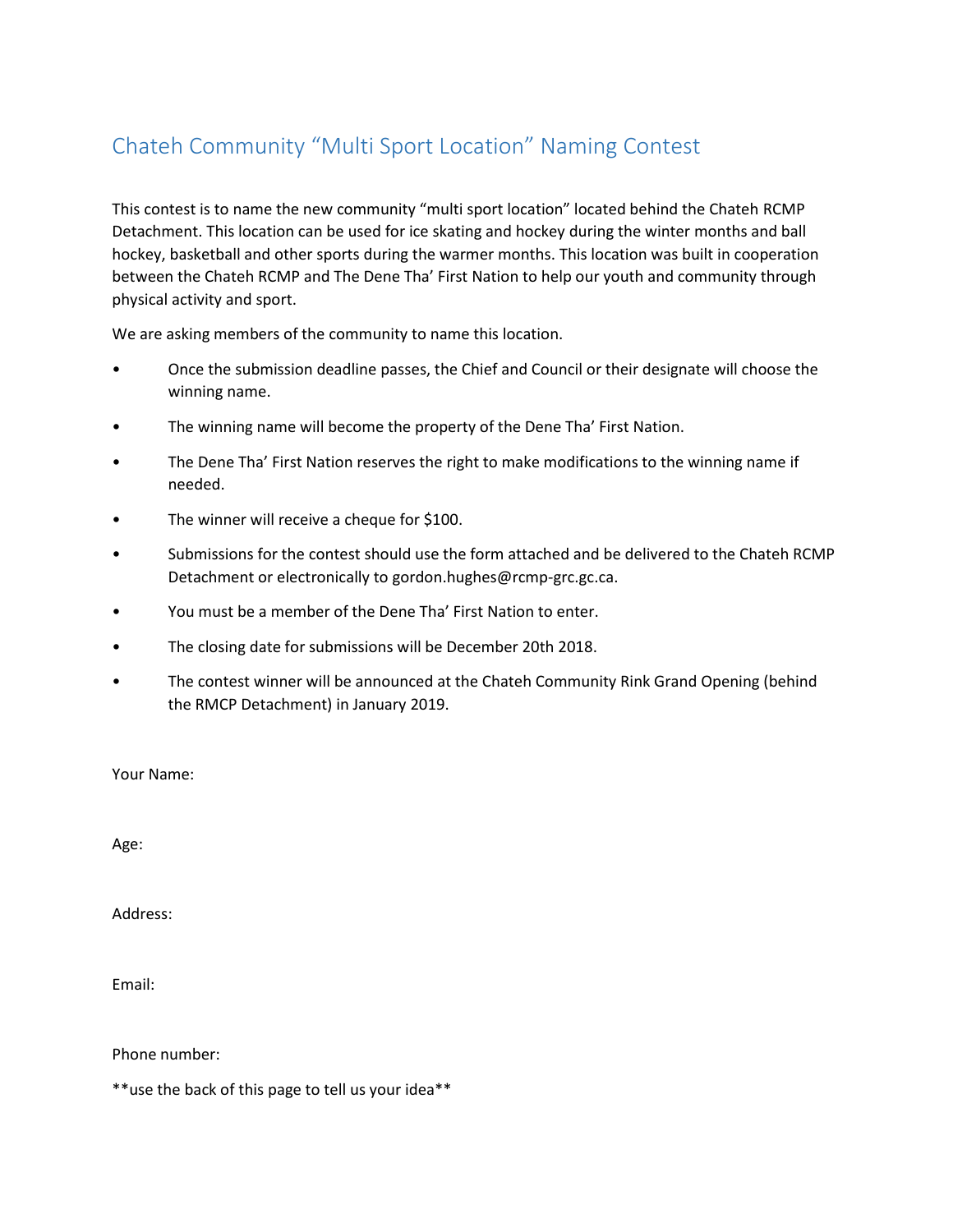# Chateh Community "Multi Sport Location" Naming Contest

This contest is to name the new community "multi sport location" located behind the Chateh RCMP Detachment. This location can be used for ice skating and hockey during the winter months and ball hockey, basketball and other sports during the warmer months. This location was built in cooperation between the Chateh RCMP and The Dene Tha' First Nation to help our youth and community through physical activity and sport.

We are asking members of the community to name this location.

- Once the submission deadline passes, the Chief and Council or their designate will choose the winning name.
- The winning name will become the property of the Dene Tha' First Nation.
- The Dene Tha' First Nation reserves the right to make modifications to the winning name if needed.
- The winner will receive a cheque for $100.
- Submissions for the contest should use the form attached and be delivered to the Chateh RCMP Detachment or electronically to gordon.hughes@rcmp-grc.gc.ca.
- You must be a member of the Dene Tha' First Nation to enter.
- The closing date for submissions will be December 20th 2018.
- The contest winner will be announced at the Chateh Community Rink Grand Opening (behind the RMCP Detachment) in January 2019.

Your Name:

Age:

Address:

Email:

Phone number:

**use the back of this page to tell us your idea**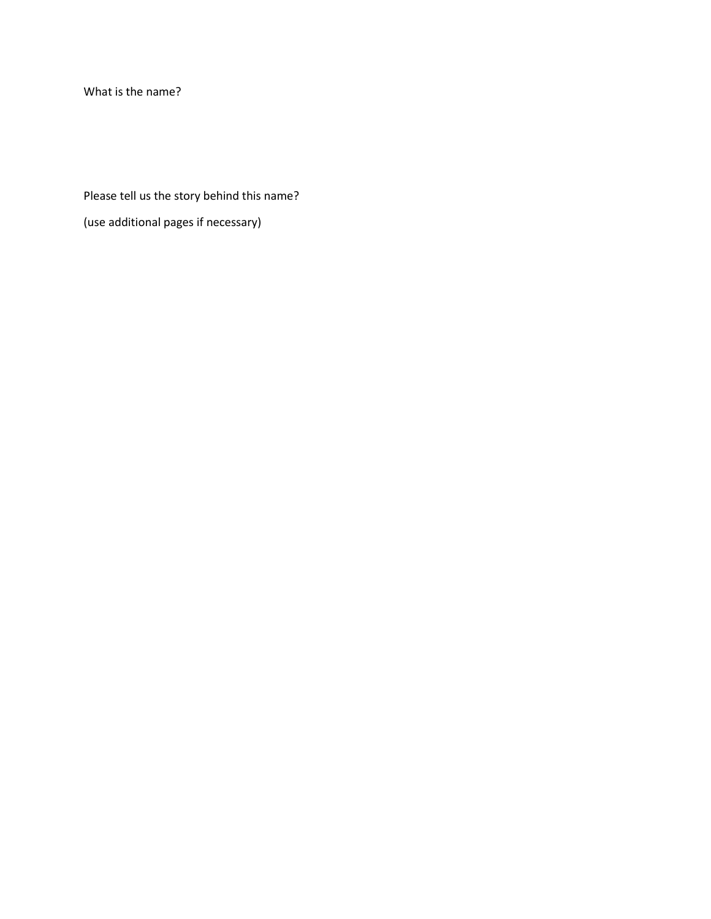What is the name?

Please tell us the story behind this name?

(use additional pages if necessary)